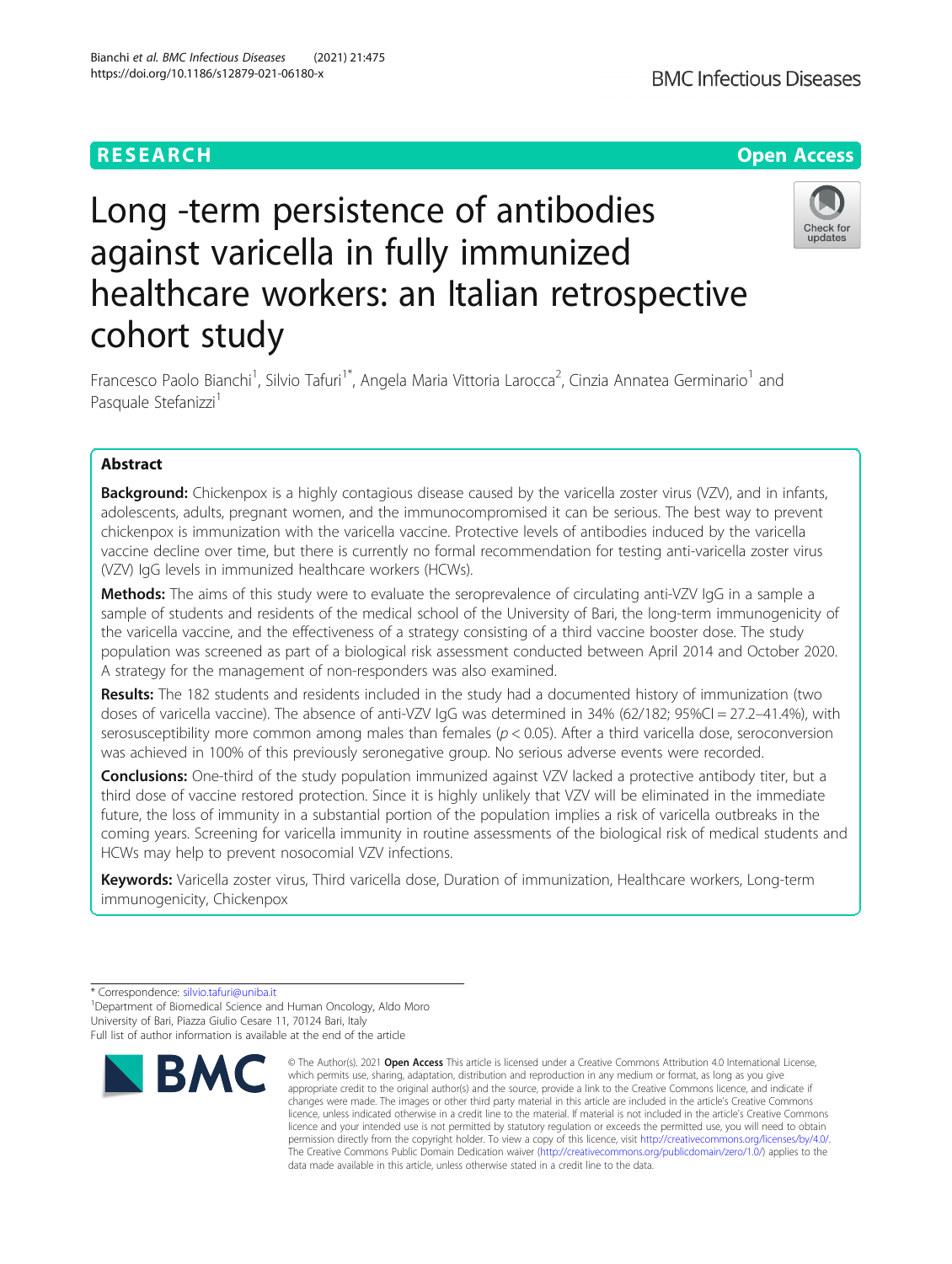RESEARCH

Open Access

# Long -term persistence of antibodies against varicella in fully immunized healthcare workers: an Italian retrospective cohort study

Francesco Paolo Bianchi[1], Silvio Tafuri[1*], Angela Maria Vittoria Larocca[2], Cinzia Annatea Germinario[1] and Pasquale Stefanizzi[1]

## Abstract

**Background:** Chickenpox is a highly contagious disease caused by the varicella zoster virus (VZV), and in infants, adolescents, adults, pregnant women, and the immunocompromised it can be serious. The best way to prevent chickenpox is immunization with the varicella vaccine. Protective levels of antibodies induced by the varicella vaccine decline over time, but there is currently no formal recommendation for testing anti-varicella zoster virus (VZV) IgG levels in immunized healthcare workers (HCWs).

**Methods:** The aims of this study were to evaluate the seroprevalence of circulating anti-VZV IgG in a sample a sample of students and residents of the medical school of the University of Bari, the long-term immunogenicity of the varicella vaccine, and the effectiveness of a strategy consisting of a third vaccine booster dose. The study population was screened as part of a biological risk assessment conducted between April 2014 and October 2020. A strategy for the management of non-responders was also examined.

**Results:** The 182 students and residents included in the study had a documented history of immunization (two doses of varicella vaccine). The absence of anti-VZV IgG was determined in 34% (62/182; 95%CI = 27.2–41.4%), with serosusceptibility more common among males than females ($p < 0.05$). After a third varicella dose, seroconversion was achieved in 100% of this previously seronegative group. No serious adverse events were recorded.

**Conclusions:** One-third of the study population immunized against VZV lacked a protective antibody titer, but a third dose of vaccine restored protection. Since it is highly unlikely that VZV will be eliminated in the immediate future, the loss of immunity in a substantial portion of the population implies a risk of varicella outbreaks in the coming years. Screening for varicella immunity in routine assessments of the biological risk of medical students and HCWs may help to prevent nosocomial VZV infections.

**Keywords:** Varicella zoster virus, Third varicella dose, Duration of immunization, Healthcare workers, Long-term immunogenicity, Chickenpox

---

* Correspondence: silvio.tafuri@uniba.it
[1]Department of Biomedical Science and Human Oncology, Aldo Moro University of Bari, Piazza Giulio Cesare 11, 70124 Bari, Italy
Full list of author information is available at the end of the article

© The Author(s). 2021 **Open Access** This article is licensed under a Creative Commons Attribution 4.0 International License, which permits use, sharing, adaptation, distribution and reproduction in any medium or format, as long as you give appropriate credit to the original author(s) and the source, provide a link to the Creative Commons licence, and indicate if changes were made. The images or other third party material in this article are included in the article's Creative Commons licence, unless indicated otherwise in a credit line to the material. If material is not included in the article's Creative Commons licence and your intended use is not permitted by statutory regulation or exceeds the permitted use, you will need to obtain permission directly from the copyright holder. To view a copy of this licence, visit http://creativecommons.org/licenses/by/4.0/. The Creative Commons Public Domain Dedication waiver (http://creativecommons.org/publicdomain/zero/1.0/) applies to the data made available in this article, unless otherwise stated in a credit line to the data.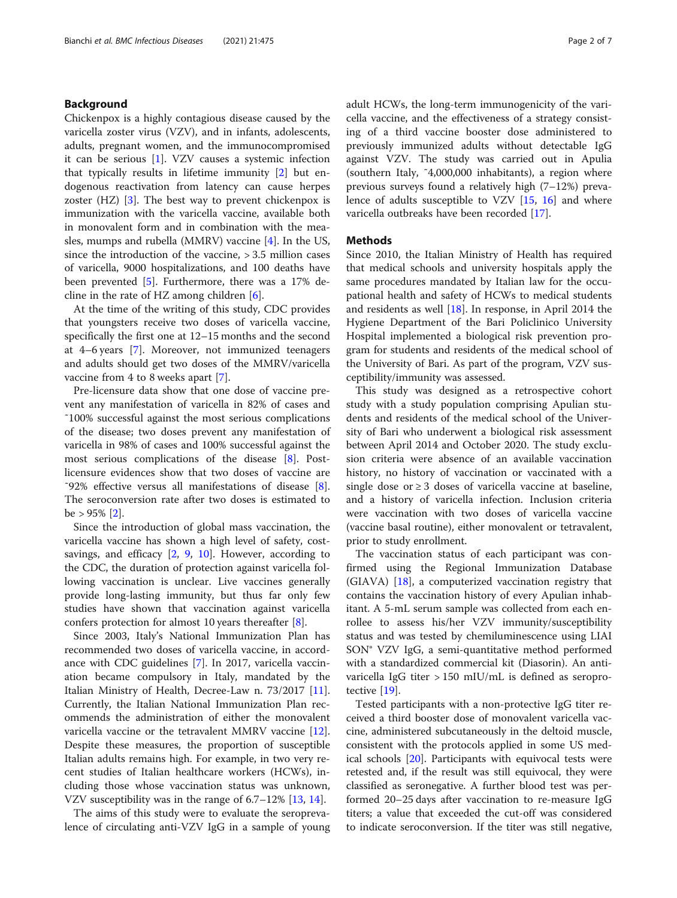## Background

Chickenpox is a highly contagious disease caused by the varicella zoster virus (VZV), and in infants, adolescents, adults, pregnant women, and the immunocompromised it can be serious [1]. VZV causes a systemic infection that typically results in lifetime immunity [2] but endogenous reactivation from latency can cause herpes zoster (HZ) [3]. The best way to prevent chickenpox is immunization with the varicella vaccine, available both in monovalent form and in combination with the measles, mumps and rubella (MMRV) vaccine [4]. In the US, since the introduction of the vaccine, > 3.5 million cases of varicella, 9000 hospitalizations, and 100 deaths have been prevented [5]. Furthermore, there was a 17% decline in the rate of HZ among children [6].

At the time of the writing of this study, CDC provides that youngsters receive two doses of varicella vaccine, specifically the first one at 12–15 months and the second at 4–6 years [7]. Moreover, not immunized teenagers and adults should get two doses of the MMRV/varicella vaccine from 4 to 8 weeks apart [7].

Pre-licensure data show that one dose of vaccine prevent any manifestation of varicella in 82% of cases and ˜100% successful against the most serious complications of the disease; two doses prevent any manifestation of varicella in 98% of cases and 100% successful against the most serious complications of the disease [8]. Post-licensure evidences show that two doses of vaccine are ˜92% effective versus all manifestations of disease [8]. The seroconversion rate after two doses is estimated to be > 95% [2].

Since the introduction of global mass vaccination, the varicella vaccine has shown a high level of safety, cost-savings, and efficacy [2, 9, 10]. However, according to the CDC, the duration of protection against varicella following vaccination is unclear. Live vaccines generally provide long-lasting immunity, but thus far only few studies have shown that vaccination against varicella confers protection for almost 10 years thereafter [8].

Since 2003, Italy's National Immunization Plan has recommended two doses of varicella vaccine, in accordance with CDC guidelines [7]. In 2017, varicella vaccination became compulsory in Italy, mandated by the Italian Ministry of Health, Decree-Law n. 73/2017 [11]. Currently, the Italian National Immunization Plan recommends the administration of either the monovalent varicella vaccine or the tetravalent MMRV vaccine [12]. Despite these measures, the proportion of susceptible Italian adults remains high. For example, in two very recent studies of Italian healthcare workers (HCWs), including those whose vaccination status was unknown, VZV susceptibility was in the range of 6.7–12% [13, 14].

The aims of this study were to evaluate the seroprevalence of circulating anti-VZV IgG in a sample of young adult HCWs, the long-term immunogenicity of the varicella vaccine, and the effectiveness of a strategy consisting of a third vaccine booster dose administered to previously immunized adults without detectable IgG against VZV. The study was carried out in Apulia (southern Italy, ˜4,000,000 inhabitants), a region where previous surveys found a relatively high (7–12%) prevalence of adults susceptible to VZV [15, 16] and where varicella outbreaks have been recorded [17].

## Methods

Since 2010, the Italian Ministry of Health has required that medical schools and university hospitals apply the same procedures mandated by Italian law for the occupational health and safety of HCWs to medical students and residents as well [18]. In response, in April 2014 the Hygiene Department of the Bari Policlinico University Hospital implemented a biological risk prevention program for students and residents of the medical school of the University of Bari. As part of the program, VZV susceptibility/immunity was assessed.

This study was designed as a retrospective cohort study with a study population comprising Apulian students and residents of the medical school of the University of Bari who underwent a biological risk assessment between April 2014 and October 2020. The study exclusion criteria were absence of an available vaccination history, no history of vaccination or vaccinated with a single dose or ≥ 3 doses of varicella vaccine at baseline, and a history of varicella infection. Inclusion criteria were vaccination with two doses of varicella vaccine (vaccine basal routine), either monovalent or tetravalent, prior to study enrollment.

The vaccination status of each participant was confirmed using the Regional Immunization Database (GIAVA) [18], a computerized vaccination registry that contains the vaccination history of every Apulian inhabitant. A 5-mL serum sample was collected from each enrollee to assess his/her VZV immunity/susceptibility status and was tested by chemiluminescence using LIAISON® VZV IgG, a semi-quantitative method performed with a standardized commercial kit (Diasorin). An anti-varicella IgG titer > 150 mIU/mL is defined as seroprotective [19].

Tested participants with a non-protective IgG titer received a third booster dose of monovalent varicella vaccine, administered subcutaneously in the deltoid muscle, consistent with the protocols applied in some US medical schools [20]. Participants with equivocal tests were retested and, if the result was still equivocal, they were classified as seronegative. A further blood test was performed 20–25 days after vaccination to re-measure IgG titers; a value that exceeded the cut-off was considered to indicate seroconversion. If the titer was still negative,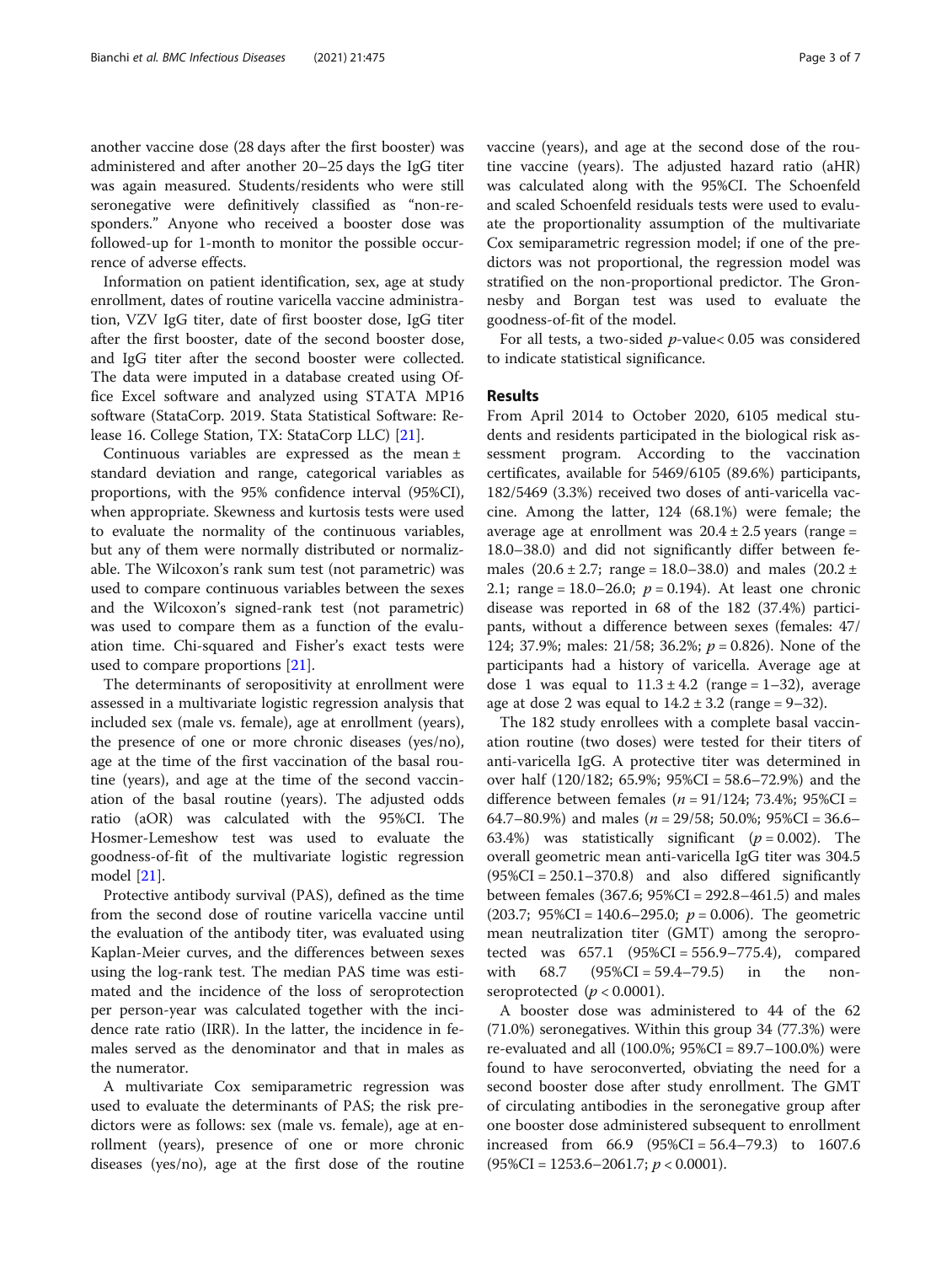another vaccine dose (28 days after the first booster) was administered and after another 20–25 days the IgG titer was again measured. Students/residents who were still seronegative were definitively classified as "non-responders." Anyone who received a booster dose was followed-up for 1-month to monitor the possible occurrence of adverse effects.

Information on patient identification, sex, age at study enrollment, dates of routine varicella vaccine administration, VZV IgG titer, date of first booster dose, IgG titer after the first booster, date of the second booster dose, and IgG titer after the second booster were collected. The data were imputed in a database created using Office Excel software and analyzed using STATA MP16 software (StataCorp. 2019. Stata Statistical Software: Release 16. College Station, TX: StataCorp LLC) [21].

Continuous variables are expressed as the mean ± standard deviation and range, categorical variables as proportions, with the 95% confidence interval (95%CI), when appropriate. Skewness and kurtosis tests were used to evaluate the normality of the continuous variables, but any of them were normally distributed or normalizable. The Wilcoxon's rank sum test (not parametric) was used to compare continuous variables between the sexes and the Wilcoxon's signed-rank test (not parametric) was used to compare them as a function of the evaluation time. Chi-squared and Fisher's exact tests were used to compare proportions [21].

The determinants of seropositivity at enrollment were assessed in a multivariate logistic regression analysis that included sex (male vs. female), age at enrollment (years), the presence of one or more chronic diseases (yes/no), age at the time of the first vaccination of the basal routine (years), and age at the time of the second vaccination of the basal routine (years). The adjusted odds ratio (aOR) was calculated with the 95%CI. The Hosmer-Lemeshow test was used to evaluate the goodness-of-fit of the multivariate logistic regression model [21].

Protective antibody survival (PAS), defined as the time from the second dose of routine varicella vaccine until the evaluation of the antibody titer, was evaluated using Kaplan-Meier curves, and the differences between sexes using the log-rank test. The median PAS time was estimated and the incidence of the loss of seroprotection per person-year was calculated together with the incidence rate ratio (IRR). In the latter, the incidence in females served as the denominator and that in males as the numerator.

A multivariate Cox semiparametric regression was used to evaluate the determinants of PAS; the risk predictors were as follows: sex (male vs. female), age at enrollment (years), presence of one or more chronic diseases (yes/no), age at the first dose of the routine vaccine (years), and age at the second dose of the routine vaccine (years). The adjusted hazard ratio (aHR) was calculated along with the 95%CI. The Schoenfeld and scaled Schoenfeld residuals tests were used to evaluate the proportionality assumption of the multivariate Cox semiparametric regression model; if one of the predictors was not proportional, the regression model was stratified on the non-proportional predictor. The Gronnesby and Borgan test was used to evaluate the goodness-of-fit of the model.

For all tests, a two-sided $p$-value< 0.05 was considered to indicate statistical significance.

## Results

From April 2014 to October 2020, 6105 medical students and residents participated in the biological risk assessment program. According to the vaccination certificates, available for 5469/6105 (89.6%) participants, 182/5469 (3.3%) received two doses of anti-varicella vaccine. Among the latter, 124 (68.1%) were female; the average age at enrollment was 20.4 ± 2.5 years (range = 18.0–38.0) and did not significantly differ between females (20.6 ± 2.7; range = 18.0–38.0) and males (20.2 ± 2.1; range = 18.0–26.0; $p = 0.194$). At least one chronic disease was reported in 68 of the 182 (37.4%) participants, without a difference between sexes (females: 47/124; 37.9%; males: 21/58; 36.2%; $p = 0.826$). None of the participants had a history of varicella. Average age at dose 1 was equal to 11.3 ± 4.2 (range = 1–32), average age at dose 2 was equal to 14.2 ± 3.2 (range = 9–32).

The 182 study enrollees with a complete basal vaccination routine (two doses) were tested for their titers of anti-varicella IgG. A protective titer was determined in over half (120/182; 65.9%; 95%CI = 58.6–72.9%) and the difference between females ($n = 91/124$; 73.4%; 95%CI = 64.7–80.9%) and males ($n = 29/58$; 50.0%; 95%CI = 36.6–63.4%) was statistically significant ($p = 0.002$). The overall geometric mean anti-varicella IgG titer was 304.5 (95%CI = 250.1–370.8) and also differed significantly between females (367.6; 95%CI = 292.8–461.5) and males (203.7; 95%CI = 140.6–295.0; $p = 0.006$). The geometric mean neutralization titer (GMT) among the seroprotected was 657.1 (95%CI = 556.9–775.4), compared with 68.7 (95%CI = 59.4–79.5) in the non-seroprotected ($p < 0.0001$).

A booster dose was administered to 44 of the 62 (71.0%) seronegatives. Within this group 34 (77.3%) were re-evaluated and all (100.0%; 95%CI = 89.7–100.0%) were found to have seroconverted, obviating the need for a second booster dose after study enrollment. The GMT of circulating antibodies in the seronegative group after one booster dose administered subsequent to enrollment increased from 66.9 (95%CI = 56.4–79.3) to 1607.6 (95%CI = 1253.6–2061.7; $p < 0.0001$).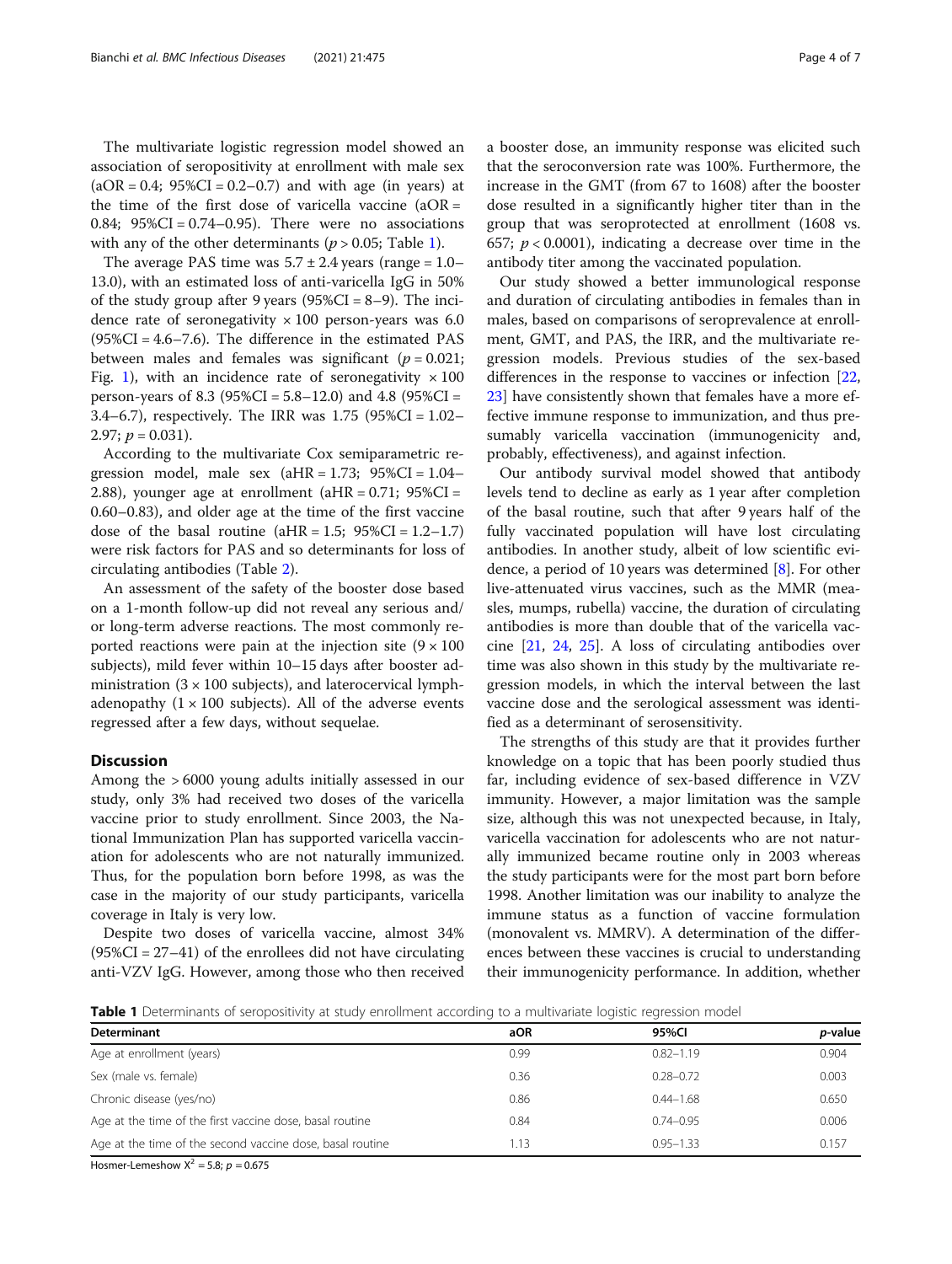The multivariate logistic regression model showed an association of seropositivity at enrollment with male sex (aOR = 0.4; 95%CI = 0.2–0.7) and with age (in years) at the time of the first dose of varicella vaccine (aOR = 0.84; 95%CI = 0.74–0.95). There were no associations with any of the other determinants ($p > 0.05$; Table 1).

The average PAS time was 5.7 ± 2.4 years (range = 1.0–13.0), with an estimated loss of anti-varicella IgG in 50% of the study group after 9 years (95%CI = 8–9). The incidence rate of seronegativity × 100 person-years was 6.0 (95%CI = 4.6–7.6). The difference in the estimated PAS between males and females was significant ($p = 0.021$; Fig. 1), with an incidence rate of seronegativity × 100 person-years of 8.3 (95%CI = 5.8–12.0) and 4.8 (95%CI = 3.4–6.7), respectively. The IRR was 1.75 (95%CI = 1.02–2.97; $p = 0.031$).

According to the multivariate Cox semiparametric regression model, male sex (aHR = 1.73; 95%CI = 1.04–2.88), younger age at enrollment (aHR = 0.71; 95%CI = 0.60–0.83), and older age at the time of the first vaccine dose of the basal routine (aHR = 1.5; 95%CI = 1.2–1.7) were risk factors for PAS and so determinants for loss of circulating antibodies (Table 2).

An assessment of the safety of the booster dose based on a 1-month follow-up did not reveal any serious and/or long-term adverse reactions. The most commonly reported reactions were pain at the injection site (9 × 100 subjects), mild fever within 10–15 days after booster administration (3 × 100 subjects), and laterocervical lymphadenopathy (1 × 100 subjects). All of the adverse events regressed after a few days, without sequelae.

## Discussion

Among the > 6000 young adults initially assessed in our study, only 3% had received two doses of the varicella vaccine prior to study enrollment. Since 2003, the National Immunization Plan has supported varicella vaccination for adolescents who are not naturally immunized. Thus, for the population born before 1998, as was the case in the majority of our study participants, varicella coverage in Italy is very low.

Despite two doses of varicella vaccine, almost 34% (95%CI = 27–41) of the enrollees did not have circulating anti-VZV IgG. However, among those who then received a booster dose, an immunity response was elicited such that the seroconversion rate was 100%. Furthermore, the increase in the GMT (from 67 to 1608) after the booster dose resulted in a significantly higher titer than in the group that was seroprotected at enrollment (1608 vs. 657; $p < 0.0001$), indicating a decrease over time in the antibody titer among the vaccinated population.

Our study showed a better immunological response and duration of circulating antibodies in females than in males, based on comparisons of seroprevalence at enrollment, GMT, and PAS, the IRR, and the multivariate regression models. Previous studies of the sex-based differences in the response to vaccines or infection [22, 23] have consistently shown that females have a more effective immune response to immunization, and thus presumably varicella vaccination (immunogenicity and, probably, effectiveness), and against infection.

Our antibody survival model showed that antibody levels tend to decline as early as 1 year after completion of the basal routine, such that after 9 years half of the fully vaccinated population will have lost circulating antibodies. In another study, albeit of low scientific evidence, a period of 10 years was determined [8]. For other live-attenuated virus vaccines, such as the MMR (measles, mumps, rubella) vaccine, the duration of circulating antibodies is more than double that of the varicella vaccine [21, 24, 25]. A loss of circulating antibodies over time was also shown in this study by the multivariate regression models, in which the interval between the last vaccine dose and the serological assessment was identified as a determinant of serosensitivity.

The strengths of this study are that it provides further knowledge on a topic that has been poorly studied thus far, including evidence of sex-based difference in VZV immunity. However, a major limitation was the sample size, although this was not unexpected because, in Italy, varicella vaccination for adolescents who are not naturally immunized became routine only in 2003 whereas the study participants were for the most part born before 1998. Another limitation was our inability to analyze the immune status as a function of vaccine formulation (monovalent vs. MMRV). A determination of the differences between these vaccines is crucial to understanding their immunogenicity performance. In addition, whether

**Table 1** Determinants of seropositivity at study enrollment according to a multivariate logistic regression model

| Determinant | aOR | 95%CI | *p*-value |
|---|---|---|---|
| Age at enrollment (years) | 0.99 | 0.82–1.19 | 0.904 |
| Sex (male vs. female) | 0.36 | 0.28–0.72 | 0.003 |
| Chronic disease (yes/no) | 0.86 | 0.44–1.68 | 0.650 |
| Age at the time of the first vaccine dose, basal routine | 0.84 | 0.74–0.95 | 0.006 |
| Age at the time of the second vaccine dose, basal routine | 1.13 | 0.95–1.33 | 0.157 |

Hosmer-Lemeshow $X^2 = 5.8$; $p = 0.675$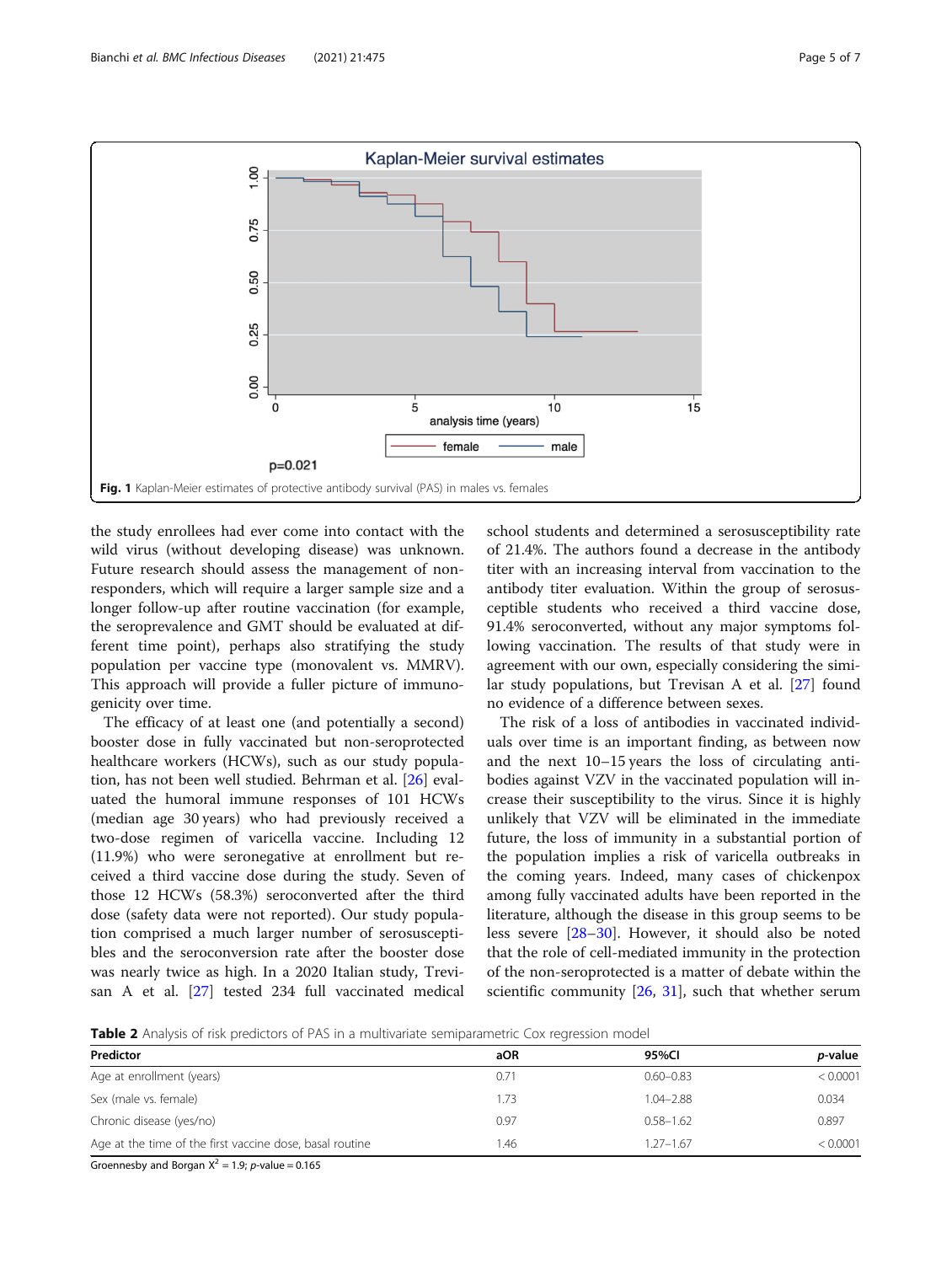Fig. 1 Kaplan-Meier estimates of protective antibody survival (PAS) in males vs. females

the study enrollees had ever come into contact with the wild virus (without developing disease) was unknown. Future research should assess the management of non-responders, which will require a larger sample size and a longer follow-up after routine vaccination (for example, the seroprevalence and GMT should be evaluated at different time point), perhaps also stratifying the study population per vaccine type (monovalent vs. MMRV). This approach will provide a fuller picture of immunogenicity over time.

The efficacy of at least one (and potentially a second) booster dose in fully vaccinated but non-seroprotected healthcare workers (HCWs), such as our study population, has not been well studied. Behrman et al. [26] evaluated the humoral immune responses of 101 HCWs (median age 30 years) who had previously received a two-dose regimen of varicella vaccine. Including 12 (11.9%) who were seronegative at enrollment but received a third vaccine dose during the study. Seven of those 12 HCWs (58.3%) seroconverted after the third dose (safety data were not reported). Our study population comprised a much larger number of serosusceptibles and the seroconversion rate after the booster dose was nearly twice as high. In a 2020 Italian study, Trevisan A et al. [27] tested 234 full vaccinated medical school students and determined a serosusceptibility rate of 21.4%. The authors found a decrease in the antibody titer with an increasing interval from vaccination to the antibody titer evaluation. Within the group of serosusceptible students who received a third vaccine dose, 91.4% seroconverted, without any major symptoms following vaccination. The results of that study were in agreement with our own, especially considering the similar study populations, but Trevisan A et al. [27] found no evidence of a difference between sexes.

The risk of a loss of antibodies in vaccinated individuals over time is an important finding, as between now and the next 10–15 years the loss of circulating antibodies against VZV in the vaccinated population will increase their susceptibility to the virus. Since it is highly unlikely that VZV will be eliminated in the immediate future, the loss of immunity in a substantial portion of the population implies a risk of varicella outbreaks in the coming years. Indeed, many cases of chickenpox among fully vaccinated adults have been reported in the literature, although the disease in this group seems to be less severe [28–30]. However, it should also be noted that the role of cell-mediated immunity in the protection of the non-seroprotected is a matter of debate within the scientific community [26, 31], such that whether serum

**Table 2** Analysis of risk predictors of PAS in a multivariate semiparametric Cox regression model

| Predictor | aOR | 95%CI | *p*-value |
|---|---|---|---|
| Age at enrollment (years) | 0.71 | 0.60–0.83 | < 0.0001 |
| Sex (male vs. female) | 1.73 | 1.04–2.88 | 0.034 |
| Chronic disease (yes/no) | 0.97 | 0.58–1.62 | 0.897 |
| Age at the time of the first vaccine dose, basal routine | 1.46 | 1.27–1.67 | < 0.0001 |

Groennesby and Borgan $X^2 = 1.9$; *p*-value = 0.165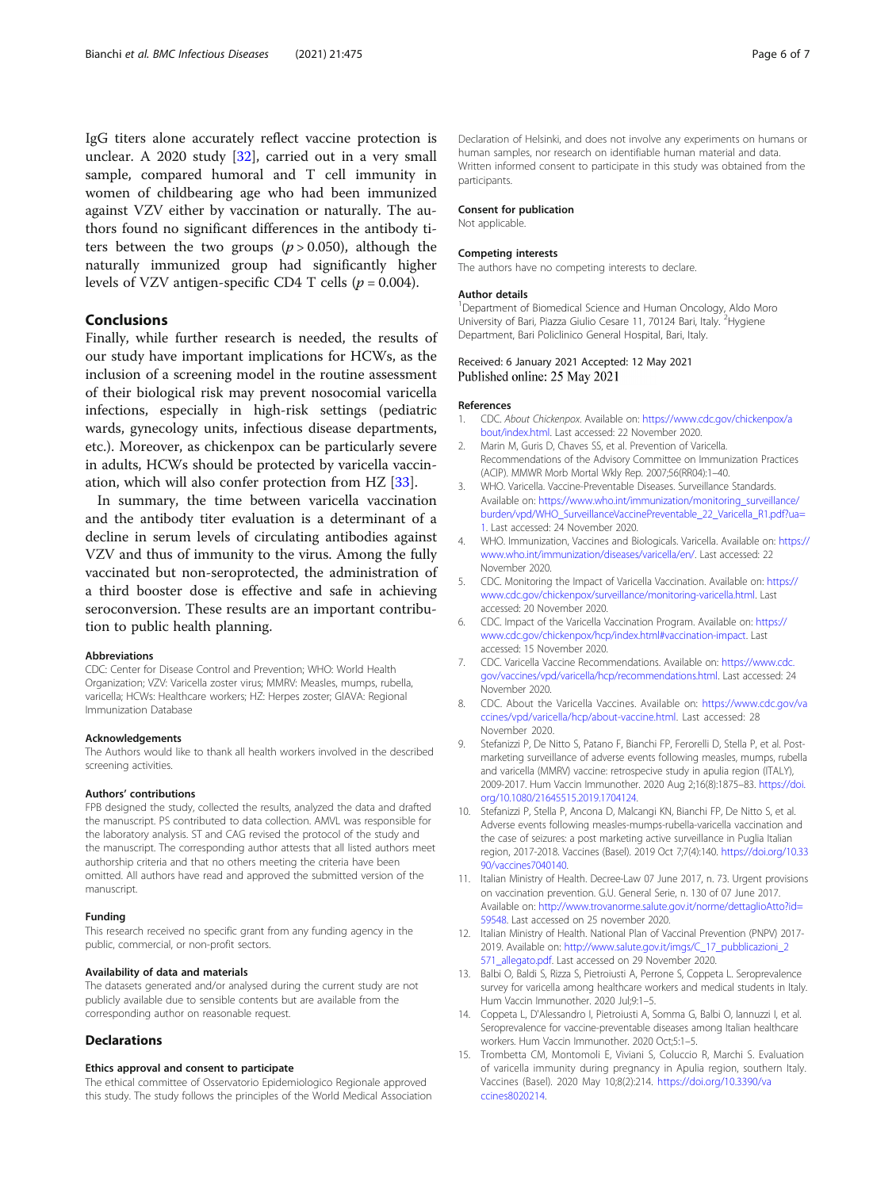IgG titers alone accurately reflect vaccine protection is unclear. A 2020 study [32], carried out in a very small sample, compared humoral and T cell immunity in women of childbearing age who had been immunized against VZV either by vaccination or naturally. The authors found no significant differences in the antibody titers between the two groups ($p > 0.050$), although the naturally immunized group had significantly higher levels of VZV antigen-specific CD4 T cells ($p = 0.004$).

## Conclusions

Finally, while further research is needed, the results of our study have important implications for HCWs, as the inclusion of a screening model in the routine assessment of their biological risk may prevent nosocomial varicella infections, especially in high-risk settings (pediatric wards, gynecology units, infectious disease departments, etc.). Moreover, as chickenpox can be particularly severe in adults, HCWs should be protected by varicella vaccination, which will also confer protection from HZ [33].

In summary, the time between varicella vaccination and the antibody titer evaluation is a determinant of a decline in serum levels of circulating antibodies against VZV and thus of immunity to the virus. Among the fully vaccinated but non-seroprotected, the administration of a third booster dose is effective and safe in achieving seroconversion. These results are an important contribution to public health planning.

### Abbreviations

CDC: Center for Disease Control and Prevention; WHO: World Health Organization; VZV: Varicella zoster virus; MMRV: Measles, mumps, rubella, varicella; HCWs: Healthcare workers; HZ: Herpes zoster; GIAVA: Regional Immunization Database

### Acknowledgements

The Authors would like to thank all health workers involved in the described screening activities.

### Authors' contributions

FPB designed the study, collected the results, analyzed the data and drafted the manuscript. PS contributed to data collection. AMVL was responsible for the laboratory analysis. ST and CAG revised the protocol of the study and the manuscript. The corresponding author attests that all listed authors meet authorship criteria and that no others meeting the criteria have been omitted. All authors have read and approved the submitted version of the manuscript.

### Funding

This research received no specific grant from any funding agency in the public, commercial, or non-profit sectors.

### Availability of data and materials

The datasets generated and/or analysed during the current study are not publicly available due to sensible contents but are available from the corresponding author on reasonable request.

## Declarations

### Ethics approval and consent to participate

The ethical committee of Osservatorio Epidemiologico Regionale approved this study. The study follows the principles of the World Medical Association Declaration of Helsinki, and does not involve any experiments on humans or human samples, nor research on identifiable human material and data. Written informed consent to participate in this study was obtained from the participants.

### Consent for publication

Not applicable.

### Competing interests

The authors have no competing interests to declare.

### Author details

[1]Department of Biomedical Science and Human Oncology, Aldo Moro University of Bari, Piazza Giulio Cesare 11, 70124 Bari, Italy. [2]Hygiene Department, Bari Policlinico General Hospital, Bari, Italy.

Received: 6 January 2021 Accepted: 12 May 2021
Published online: 25 May 2021

### References

1. CDC. *About Chickenpox*. Available on: https://www.cdc.gov/chickenpox/about/index.html. Last accessed: 22 November 2020.
2. Marin M, Guris D, Chaves SS, et al. Prevention of Varicella. Recommendations of the Advisory Committee on Immunization Practices (ACIP). MMWR Morb Mortal Wkly Rep. 2007;56(RR04):1–40.
3. WHO. Varicella. Vaccine-Preventable Diseases. Surveillance Standards. Available on: https://www.who.int/immunization/monitoring_surveillance/burden/vpd/WHO_SurveillanceVaccinePreventable_22_Varicella_R1.pdf?ua=1. Last accessed: 24 November 2020.
4. WHO. Immunization, Vaccines and Biologicals. Varicella. Available on: https://www.who.int/immunization/diseases/varicella/en/. Last accessed: 22 November 2020.
5. CDC. Monitoring the Impact of Varicella Vaccination. Available on: https://www.cdc.gov/chickenpox/surveillance/monitoring-varicella.html. Last accessed: 20 November 2020.
6. CDC. Impact of the Varicella Vaccination Program. Available on: https://www.cdc.gov/chickenpox/hcp/index.html#vaccination-impact. Last accessed: 15 November 2020.
7. CDC. Varicella Vaccine Recommendations. Available on: https://www.cdc.gov/vaccines/vpd/varicella/hcp/recommendations.html. Last accessed: 24 November 2020.
8. CDC. About the Varicella Vaccines. Available on: https://www.cdc.gov/vaccines/vpd/varicella/hcp/about-vaccine.html. Last accessed: 28 November 2020.
9. Stefanizzi P, De Nitto S, Patano F, Bianchi FP, Ferorelli D, Stella P, et al. Post-marketing surveillance of adverse events following measles, mumps, rubella and varicella (MMRV) vaccine: retrospecive study in apulia region (ITALY), 2009-2017. Hum Vaccin Immunother. 2020 Aug 2;16(8):1875–83. https://doi.org/10.1080/21645515.2019.1704124.
10. Stefanizzi P, Stella P, Ancona D, Malcangi KN, Bianchi FP, De Nitto S, et al. Adverse events following measles-mumps-rubella-varicella vaccination and the case of seizures: a post marketing active surveillance in Puglia Italian region, 2017-2018. Vaccines (Basel). 2019 Oct 7;7(4):140. https://doi.org/10.3390/vaccines7040140.
11. Italian Ministry of Health. Decree-Law 07 June 2017, n. 73. Urgent provisions on vaccination prevention. G.U. General Serie, n. 130 of 07 June 2017. Available on: http://www.trovanorme.salute.gov.it/norme/dettaglioAtto?id=59548. Last accessed on 25 november 2020.
12. Italian Ministry of Health. National Plan of Vaccinal Prevention (PNPV) 2017-2019. Available on: http://www.salute.gov.it/imgs/C_17_pubblicazioni_2571_allegato.pdf. Last accessed on 29 November 2020.
13. Balbi O, Baldi S, Rizza S, Pietroiusti A, Perrone S, Coppeta L. Seroprevalence survey for varicella among healthcare workers and medical students in Italy. Hum Vaccin Immunother. 2020 Jul;9:1–5.
14. Coppeta L, D'Alessandro I, Pietroiusti A, Somma G, Balbi O, Iannuzzi I, et al. Seroprevalence for vaccine-preventable diseases among Italian healthcare workers. Hum Vaccin Immunother. 2020 Oct;5:1–5.
15. Trombetta CM, Montomoli E, Viviani S, Coluccio R, Marchi S. Evaluation of varicella immunity during pregnancy in Apulia region, southern Italy. Vaccines (Basel). 2020 May 10;8(2):214. https://doi.org/10.3390/vaccines8020214.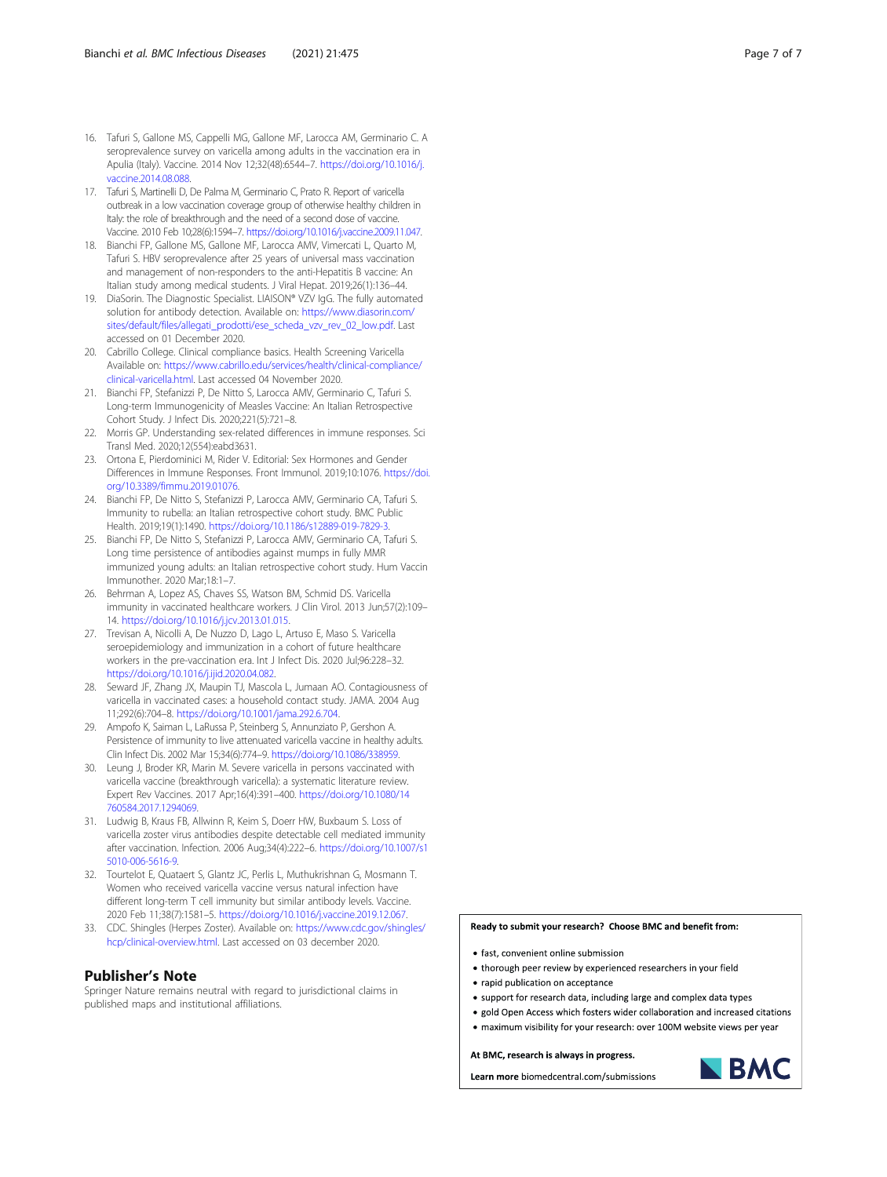16. Tafuri S, Gallone MS, Cappelli MG, Gallone MF, Larocca AM, Germinario C. A seroprevalence survey on varicella among adults in the vaccination era in Apulia (Italy). Vaccine. 2014 Nov 12;32(48):6544–7. https://doi.org/10.1016/j.vaccine.2014.08.088.
17. Tafuri S, Martinelli D, De Palma M, Germinario C, Prato R. Report of varicella outbreak in a low vaccination coverage group of otherwise healthy children in Italy: the role of breakthrough and the need of a second dose of vaccine. Vaccine. 2010 Feb 10;28(6):1594–7. https://doi.org/10.1016/j.vaccine.2009.11.047.
18. Bianchi FP, Gallone MS, Gallone MF, Larocca AMV, Vimercati L, Quarto M, Tafuri S. HBV seroprevalence after 25 years of universal mass vaccination and management of non-responders to the anti-Hepatitis B vaccine: An Italian study among medical students. J Viral Hepat. 2019;26(1):136–44.
19. DiaSorin. The Diagnostic Specialist. LIAISON® VZV IgG. The fully automated solution for antibody detection. Available on: https://www.diasorin.com/sites/default/files/allegati_prodotti/ese_scheda_vzv_rev_02_low.pdf. Last accessed on 01 December 2020.
20. Cabrillo College. Clinical compliance basics. Health Screening Varicella Available on: https://www.cabrillo.edu/services/health/clinical-compliance/clinical-varicella.html. Last accessed 04 November 2020.
21. Bianchi FP, Stefanizzi P, De Nitto S, Larocca AMV, Germinario C, Tafuri S. Long-term Immunogenicity of Measles Vaccine: An Italian Retrospective Cohort Study. J Infect Dis. 2020;221(5):721–8.
22. Morris GP. Understanding sex-related differences in immune responses. Sci Transl Med. 2020;12(554):eabd3631.
23. Ortona E, Pierdominici M, Rider V. Editorial: Sex Hormones and Gender Differences in Immune Responses. Front Immunol. 2019;10:1076. https://doi.org/10.3389/fimmu.2019.01076.
24. Bianchi FP, De Nitto S, Stefanizzi P, Larocca AMV, Germinario CA, Tafuri S. Immunity to rubella: an Italian retrospective cohort study. BMC Public Health. 2019;19(1):1490. https://doi.org/10.1186/s12889-019-7829-3.
25. Bianchi FP, De Nitto S, Stefanizzi P, Larocca AMV, Germinario CA, Tafuri S. Long time persistence of antibodies against mumps in fully MMR immunized young adults: an Italian retrospective cohort study. Hum Vaccin Immunother. 2020 Mar;18:1–7.
26. Behrman A, Lopez AS, Chaves SS, Watson BM, Schmid DS. Varicella immunity in vaccinated healthcare workers. J Clin Virol. 2013 Jun;57(2):109–14. https://doi.org/10.1016/j.jcv.2013.01.015.
27. Trevisan A, Nicolli A, De Nuzzo D, Lago L, Artuso E, Maso S. Varicella seroepidemiology and immunization in a cohort of future healthcare workers in the pre-vaccination era. Int J Infect Dis. 2020 Jul;96:228–32. https://doi.org/10.1016/j.ijid.2020.04.082.
28. Seward JF, Zhang JX, Maupin TJ, Mascola L, Jumaan AO. Contagiousness of varicella in vaccinated cases: a household contact study. JAMA. 2004 Aug 11;292(6):704–8. https://doi.org/10.1001/jama.292.6.704.
29. Ampofo K, Saiman L, LaRussa P, Steinberg S, Annunziato P, Gershon A. Persistence of immunity to live attenuated varicella vaccine in healthy adults. Clin Infect Dis. 2002 Mar 15;34(6):774–9. https://doi.org/10.1086/338959.
30. Leung J, Broder KR, Marin M. Severe varicella in persons vaccinated with varicella vaccine (breakthrough varicella): a systematic literature review. Expert Rev Vaccines. 2017 Apr;16(4):391–400. https://doi.org/10.1080/14760584.2017.1294069.
31. Ludwig B, Kraus FB, Allwinn R, Keim S, Doerr HW, Buxbaum S. Loss of varicella zoster virus antibodies despite detectable cell mediated immunity after vaccination. Infection. 2006 Aug;34(4):222–6. https://doi.org/10.1007/s15010-006-5616-9.
32. Tourtelot E, Quataert S, Glantz JC, Perlis L, Muthukrishnan G, Mosmann T. Women who received varicella vaccine versus natural infection have different long-term T cell immunity but similar antibody levels. Vaccine. 2020 Feb 11;38(7):1581–5. https://doi.org/10.1016/j.vaccine.2019.12.067.
33. CDC. Shingles (Herpes Zoster). Available on: https://www.cdc.gov/shingles/hcp/clinical-overview.html. Last accessed on 03 december 2020.

## Publisher's Note

Springer Nature remains neutral with regard to jurisdictional claims in published maps and institutional affiliations.

**Ready to submit your research? Choose BMC and benefit from:**

- fast, convenient online submission
- thorough peer review by experienced researchers in your field
- rapid publication on acceptance
- support for research data, including large and complex data types
- gold Open Access which fosters wider collaboration and increased citations
- maximum visibility for your research: over 100M website views per year

**At BMC, research is always in progress.**

**Learn more** biomedcentral.com/submissions

BMC